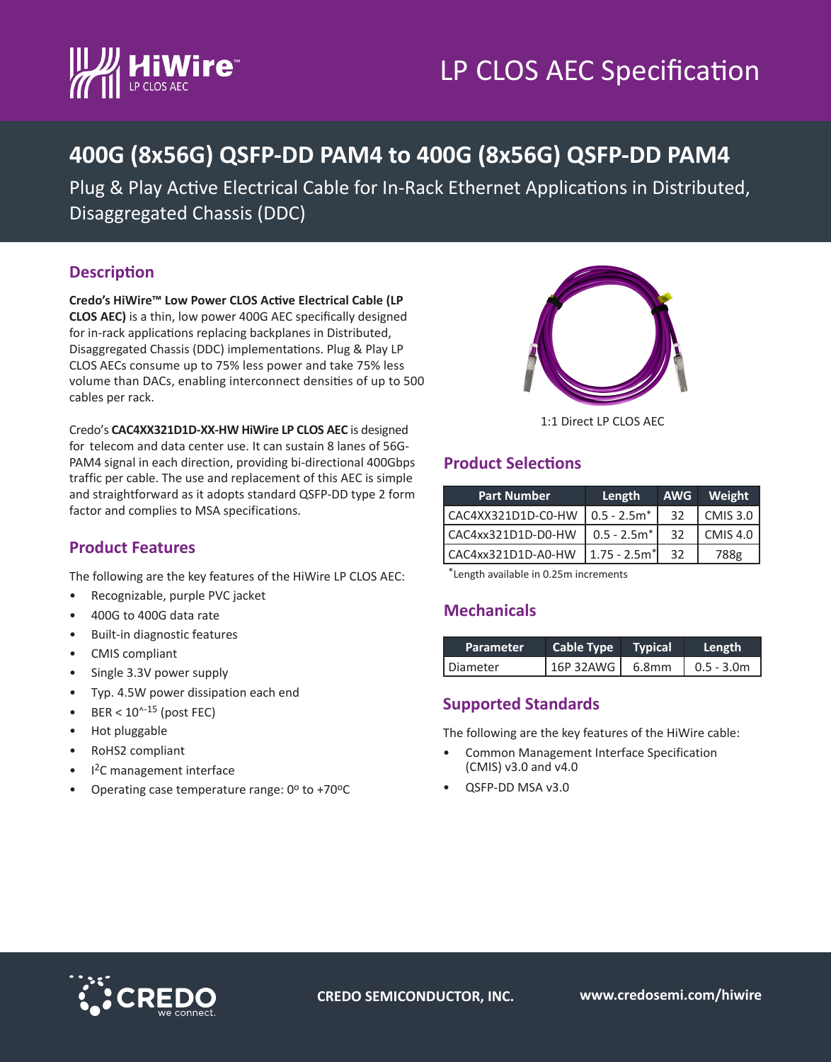# LP CLOS AEC Specification

## 400G (8x56G) QSFP-DD PAM4 to 400G (8x56G) QSFP-DD PAM4

Plug & Play Active Electrical Cable for In-Rack Ethernet Applications in Distributed, Disaggregated Chassis (DDC)

### Description

**Credo's HiWire™ Low Power CLOS Active Electrical Cable (LP CLOS AEC)** is a thin, low power 400G AEC specifically designed for in-rack applications replacing backplanes in Distributed, Disaggregated Chassis (DDC) implementations. Plug & Play LP CLOS AECs consume up to 75% less power and take 75% less volume than DACs, enabling interconnect densities of up to 500 cables per rack.

Credo's **CAC4XX321D1D-XX-HW HiWire LP CLOS AEC** is designed for telecom and data center use. It can sustain 8 lanes of 56G-PAM4 signal in each direction, providing bi-directional 400Gbps traffic per cable. The use and replacement of this AEC is simple and straightforward as it adopts standard QSFP-DD type 2 form factor and complies to MSA specifications.

1:1 Direct LP CLOS AEC

### Product Features

The following are the key features of the HiWire LP CLOS AEC:

- Recognizable, purple PVC jacket
- 400G to 400G data rate
- Built-in diagnostic features
- CMIS compliant
- Single 3.3V power supply
- Typ. 4.5W power dissipation each end
- BER < $10^{-15}$ (post FEC)
- Hot pluggable
- RoHS2 compliant
- $I^2C$ management interface
- Operating case temperature range: 0º to +70ºC

### Product Selections

| Part Number | Length | AWG | Weight |
|---|---|---|---|
| CAC4XX321D1D-C0-HW | 0.5 - 2.5m* | 32 | CMIS 3.0 |
| CAC4xx321D1D-D0-HW | 0.5 - 2.5m* | 32 | CMIS 4.0 |
| CAC4xx321D1D-A0-HW | 1.75 - 2.5m* | 32 | 788g |

*Length available in 0.25m increments

### Mechanicals

| Parameter | Cable Type | Typical | Length |
|---|---|---|---|
| Diameter | 16P 32AWG | 6.8mm | 0.5 - 3.0m |

### Supported Standards

The following are the key features of the HiWire cable:

- Common Management Interface Specification (CMIS) v3.0 and v4.0
- QSFP-DD MSA v3.0

CREDO SEMICONDUCTOR, INC. www.credosemi.com/hiwire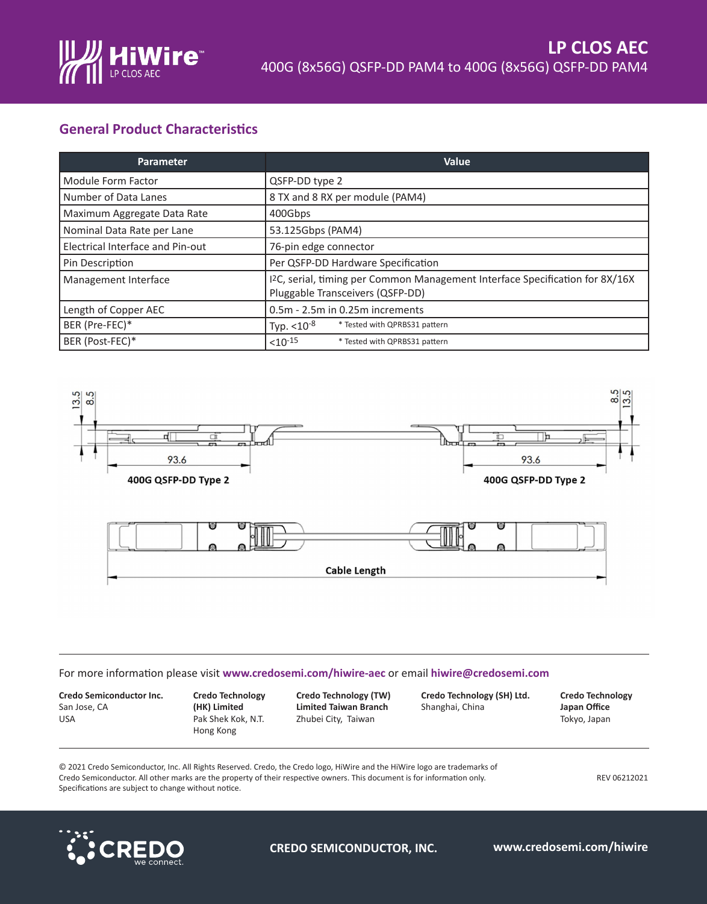# LP CLOS AEC

400G (8x56G) QSFP-DD PAM4 to 400G (8x56G) QSFP-DD PAM4

## General Product Characteristics

| Parameter | Value |
| --- | --- |
| Module Form Factor | QSFP-DD type 2 |
| Number of Data Lanes | 8 TX and 8 RX per module (PAM4) |
| Maximum Aggregate Data Rate | 400Gbps |
| Nominal Data Rate per Lane | 53.125Gbps (PAM4) |
| Electrical Interface and Pin-out | 76-pin edge connector |
| Pin Description | Per QSFP-DD Hardware Specification |
| Management Interface | I2C, serial, timing per Common Management Interface Specification for 8X/16X Pluggable Transceivers (QSFP-DD) |
| Length of Copper AEC | 0.5m - 2.5m in 0.25m increments |
| BER (Pre-FEC)* | Typ. $<10^{-8}$ * Tested with QPRBS31 pattern |
| BER (Post-FEC)* | $<10^{-15}$ * Tested with QPRBS31 pattern |

13.5
8.5
93.6
400G QSFP-DD Type 2

8.5
13.5
93.6
400G QSFP-DD Type 2

Cable Length

For more information please visit **www.credosemi.com/hiwire-aec** or email **hiwire@credosemi.com**

**Credo Semiconductor Inc.**
San Jose, CA
USA

**Credo Technology (HK) Limited**
Pak Shek Kok, N.T.
Hong Kong

**Credo Technology (TW) Limited Taiwan Branch**
Zhubei City, Taiwan

**Credo Technology (SH) Ltd.**
Shanghai, China

**Credo Technology Japan Office**
Tokyo, Japan

© 2021 Credo Semiconductor, Inc. All Rights Reserved. Credo, the Credo logo, HiWire and the HiWire logo are trademarks of Credo Semiconductor. All other marks are the property of their respective owners. This document is for information only. Specifications are subject to change without notice.

REV 06212021

CREDO SEMICONDUCTOR, INC.

www.credosemi.com/hiwire